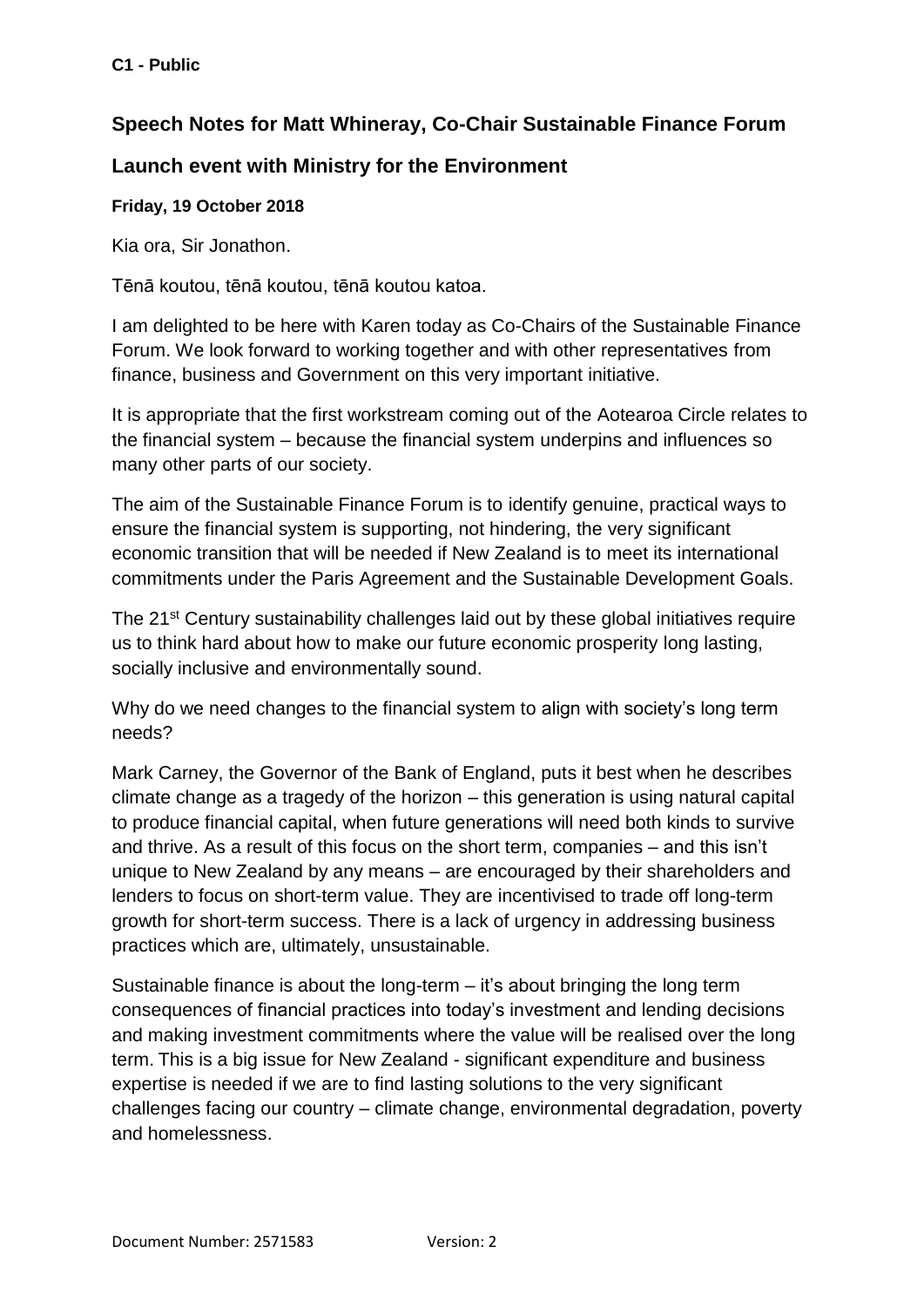## Speech Notes for Matt Whineray, Co-Chair Sustainable Finance Forum

## Launch event with Ministry for the Environment

**Friday, 19 October 2018**

Kia ora, Sir Jonathon.

Tēnā koutou, tēnā koutou, tēnā koutou katoa.

I am delighted to be here with Karen today as Co-Chairs of the Sustainable Finance Forum. We look forward to working together and with other representatives from finance, business and Government on this very important initiative.

It is appropriate that the first workstream coming out of the Aotearoa Circle relates to the financial system – because the financial system underpins and influences so many other parts of our society.

The aim of the Sustainable Finance Forum is to identify genuine, practical ways to ensure the financial system is supporting, not hindering, the very significant economic transition that will be needed if New Zealand is to meet its international commitments under the Paris Agreement and the Sustainable Development Goals.

The 21st Century sustainability challenges laid out by these global initiatives require us to think hard about how to make our future economic prosperity long lasting, socially inclusive and environmentally sound.

Why do we need changes to the financial system to align with society's long term needs?

Mark Carney, the Governor of the Bank of England, puts it best when he describes climate change as a tragedy of the horizon – this generation is using natural capital to produce financial capital, when future generations will need both kinds to survive and thrive. As a result of this focus on the short term, companies – and this isn't unique to New Zealand by any means – are encouraged by their shareholders and lenders to focus on short-term value. They are incentivised to trade off long-term growth for short-term success. There is a lack of urgency in addressing business practices which are, ultimately, unsustainable.

Sustainable finance is about the long-term – it's about bringing the long term consequences of financial practices into today's investment and lending decisions and making investment commitments where the value will be realised over the long term. This is a big issue for New Zealand - significant expenditure and business expertise is needed if we are to find lasting solutions to the very significant challenges facing our country – climate change, environmental degradation, poverty and homelessness.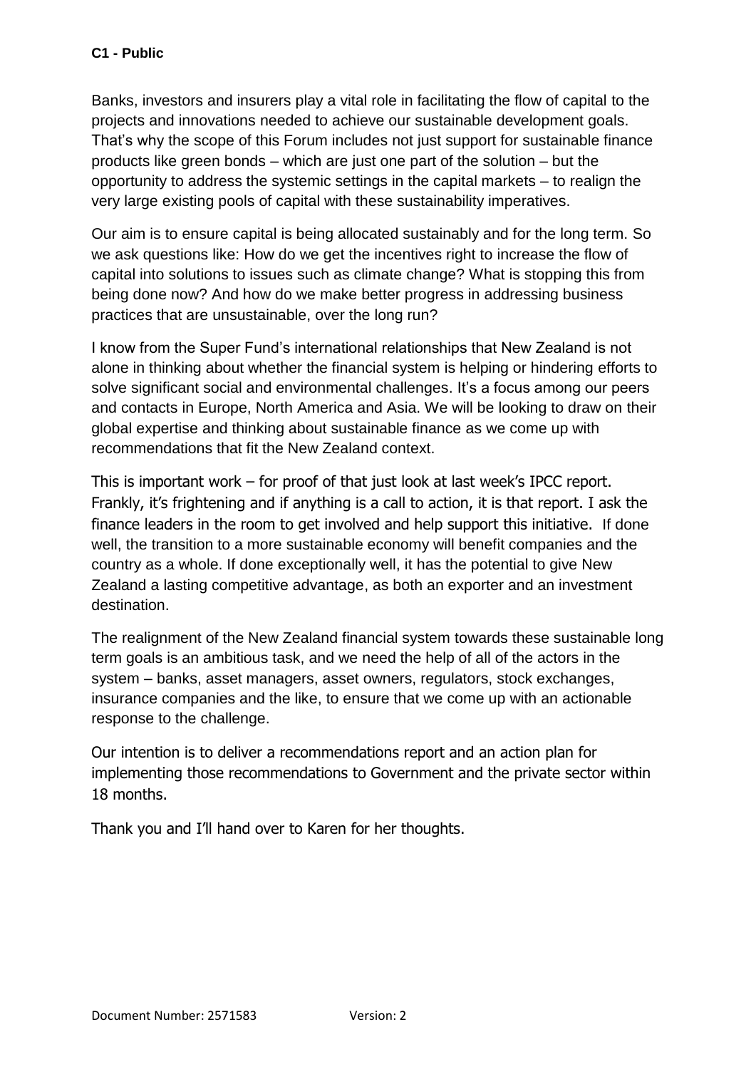Banks, investors and insurers play a vital role in facilitating the flow of capital to the projects and innovations needed to achieve our sustainable development goals. That's why the scope of this Forum includes not just support for sustainable finance products like green bonds – which are just one part of the solution – but the opportunity to address the systemic settings in the capital markets – to realign the very large existing pools of capital with these sustainability imperatives.

Our aim is to ensure capital is being allocated sustainably and for the long term. So we ask questions like: How do we get the incentives right to increase the flow of capital into solutions to issues such as climate change? What is stopping this from being done now? And how do we make better progress in addressing business practices that are unsustainable, over the long run?

I know from the Super Fund's international relationships that New Zealand is not alone in thinking about whether the financial system is helping or hindering efforts to solve significant social and environmental challenges. It's a focus among our peers and contacts in Europe, North America and Asia. We will be looking to draw on their global expertise and thinking about sustainable finance as we come up with recommendations that fit the New Zealand context.

This is important work – for proof of that just look at last week's IPCC report. Frankly, it's frightening and if anything is a call to action, it is that report. I ask the finance leaders in the room to get involved and help support this initiative. If done well, the transition to a more sustainable economy will benefit companies and the country as a whole. If done exceptionally well, it has the potential to give New Zealand a lasting competitive advantage, as both an exporter and an investment destination.

The realignment of the New Zealand financial system towards these sustainable long term goals is an ambitious task, and we need the help of all of the actors in the system – banks, asset managers, asset owners, regulators, stock exchanges, insurance companies and the like, to ensure that we come up with an actionable response to the challenge.

Our intention is to deliver a recommendations report and an action plan for implementing those recommendations to Government and the private sector within 18 months.

Thank you and I'll hand over to Karen for her thoughts.